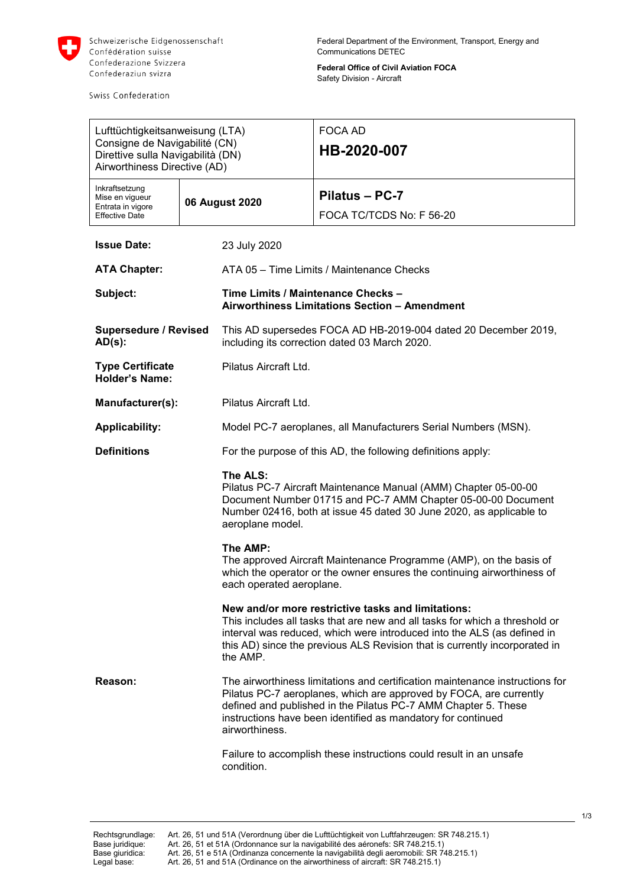Schweizerische Eidgenossenschaft
Confédération suisse
Confederazione Svizzera
Confederaziun svizra

Swiss Confederation

Federal Department of the Environment, Transport, Energy and Communications DETEC

**Federal Office of Civil Aviation FOCA**
Safety Division - Aircraft

| Lufttüchtigkeitsanweisung (LTA)<br>Consigne de Navigabilité (CN)<br>Direttive sulla Navigabilità (DN)<br>Airworthiness Directive (AD) | | FOCA AD<br>**HB-2020-007** |
|---|---|---|
| Inkraftsetzung<br>Mise en vigueur<br>Entrata in vigore<br>Effective Date | **06 August 2020** | **Pilatus – PC-7**<br>FOCA TC/TCDS No: F 56-20 |

**Issue Date:** 23 July 2020

**ATA Chapter:** ATA 05 – Time Limits / Maintenance Checks

**Subject:** **Time Limits / Maintenance Checks – Airworthiness Limitations Section – Amendment**

**Supersedure / Revised AD(s):** This AD supersedes FOCA AD HB-2019-004 dated 20 December 2019, including its correction dated 03 March 2020.

**Type Certificate Holder's Name:** Pilatus Aircraft Ltd.

**Manufacturer(s):** Pilatus Aircraft Ltd.

**Applicability:** Model PC-7 aeroplanes, all Manufacturers Serial Numbers (MSN).

**Definitions**

For the purpose of this AD, the following definitions apply:

**The ALS:**
Pilatus PC-7 Aircraft Maintenance Manual (AMM) Chapter 05-00-00 Document Number 01715 and PC-7 AMM Chapter 05-00-00 Document Number 02416, both at issue 45 dated 30 June 2020, as applicable to aeroplane model.

**The AMP:**
The approved Aircraft Maintenance Programme (AMP), on the basis of which the operator or the owner ensures the continuing airworthiness of each operated aeroplane.

**New and/or more restrictive tasks and limitations:**
This includes all tasks that are new and all tasks for which a threshold or interval was reduced, which were introduced into the ALS (as defined in this AD) since the previous ALS Revision that is currently incorporated in the AMP.

**Reason:**

The airworthiness limitations and certification maintenance instructions for Pilatus PC-7 aeroplanes, which are approved by FOCA, are currently defined and published in the Pilatus PC-7 AMM Chapter 5. These instructions have been identified as mandatory for continued airworthiness.

Failure to accomplish these instructions could result in an unsafe condition.

| | |
|---|---|
| Rechtsgrundlage: | Art. 26, 51 und 51A (Verordnung über die Lufttüchtigkeit von Luftfahrzeugen: SR 748.215.1) |
| Base juridique: | Art. 26, 51 et 51A (Ordonnance sur la navigabilité des aéronefs: SR 748.215.1) |
| Base giuridica: | Art. 26, 51 e 51A (Ordinanza concernente la navigabilità degli aeromobili: SR 748.215.1) |
| Legal base: | Art. 26, 51 and 51A (Ordinance on the airworthiness of aircraft: SR 748.215.1) |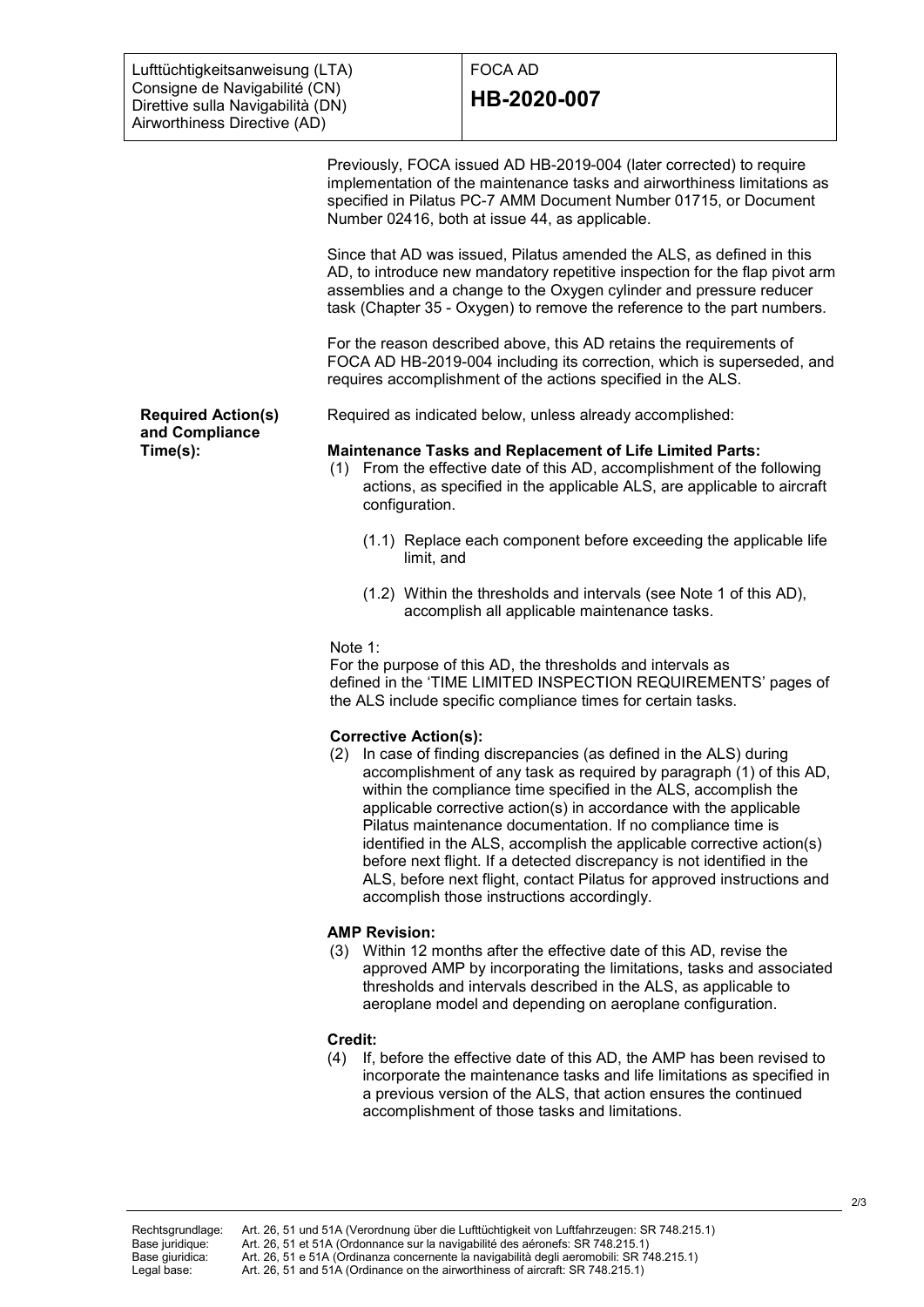Previously, FOCA issued AD HB-2019-004 (later corrected) to require implementation of the maintenance tasks and airworthiness limitations as specified in Pilatus PC-7 AMM Document Number 01715, or Document Number 02416, both at issue 44, as applicable.

Since that AD was issued, Pilatus amended the ALS, as defined in this AD, to introduce new mandatory repetitive inspection for the flap pivot arm assemblies and a change to the Oxygen cylinder and pressure reducer task (Chapter 35 - Oxygen) to remove the reference to the part numbers.

For the reason described above, this AD retains the requirements of FOCA AD HB-2019-004 including its correction, which is superseded, and requires accomplishment of the actions specified in the ALS.

**Required Action(s) and Compliance Time(s):**

Required as indicated below, unless already accomplished:

**Maintenance Tasks and Replacement of Life Limited Parts:**

(1) From the effective date of this AD, accomplishment of the following actions, as specified in the applicable ALS, are applicable to aircraft configuration.

(1.1) Replace each component before exceeding the applicable life limit, and

(1.2) Within the thresholds and intervals (see Note 1 of this AD), accomplish all applicable maintenance tasks.

Note 1:
For the purpose of this AD, the thresholds and intervals as defined in the 'TIME LIMITED INSPECTION REQUIREMENTS' pages of the ALS include specific compliance times for certain tasks.

**Corrective Action(s):**

(2) In case of finding discrepancies (as defined in the ALS) during accomplishment of any task as required by paragraph (1) of this AD, within the compliance time specified in the ALS, accomplish the applicable corrective action(s) in accordance with the applicable Pilatus maintenance documentation. If no compliance time is identified in the ALS, accomplish the applicable corrective action(s) before next flight. If a detected discrepancy is not identified in the ALS, before next flight, contact Pilatus for approved instructions and accomplish those instructions accordingly.

**AMP Revision:**

(3) Within 12 months after the effective date of this AD, revise the approved AMP by incorporating the limitations, tasks and associated thresholds and intervals described in the ALS, as applicable to aeroplane model and depending on aeroplane configuration.

**Credit:**

(4) If, before the effective date of this AD, the AMP has been revised to incorporate the maintenance tasks and life limitations as specified in a previous version of the ALS, that action ensures the continued accomplishment of those tasks and limitations.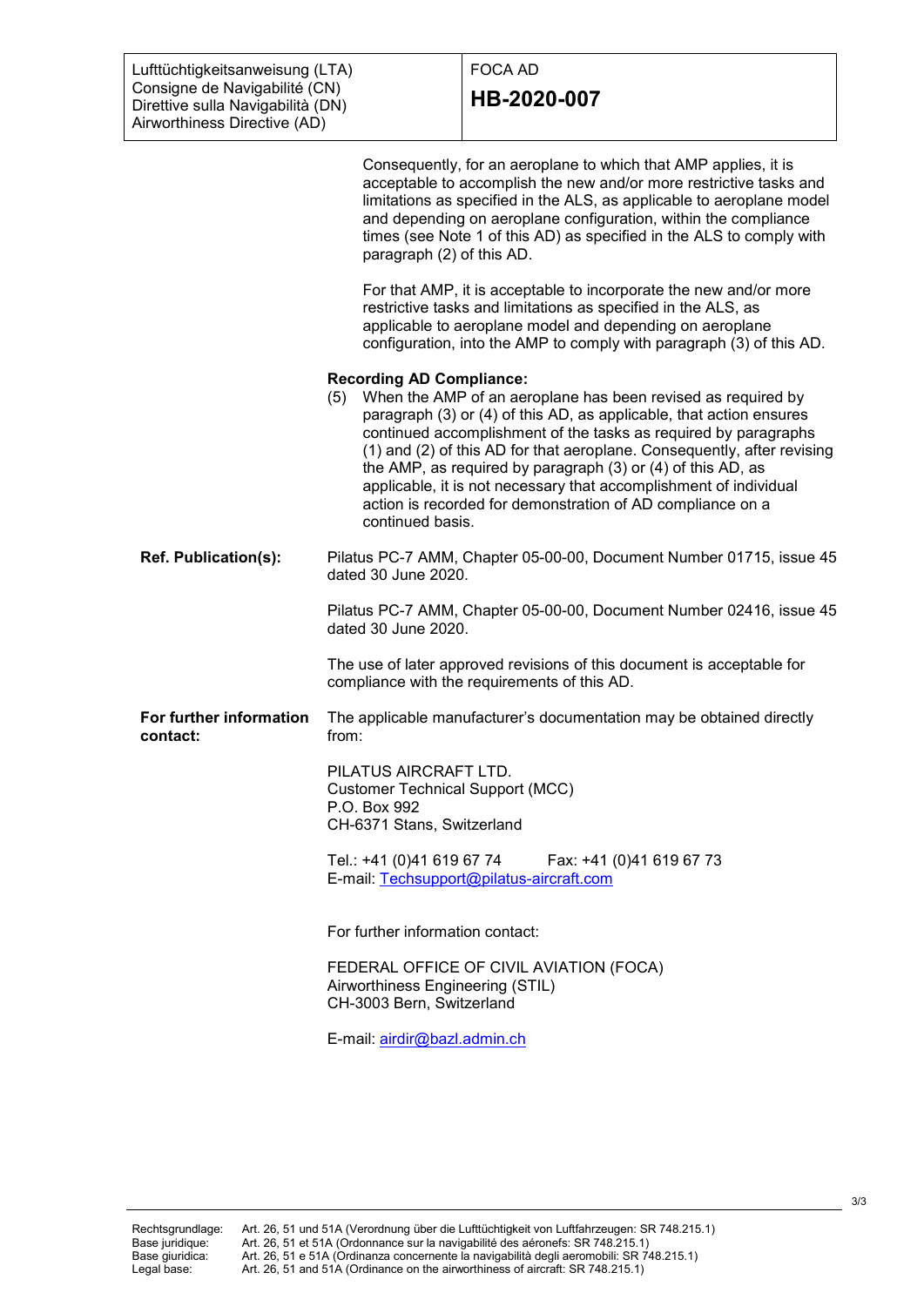Consequently, for an aeroplane to which that AMP applies, it is acceptable to accomplish the new and/or more restrictive tasks and limitations as specified in the ALS, as applicable to aeroplane model and depending on aeroplane configuration, within the compliance times (see Note 1 of this AD) as specified in the ALS to comply with paragraph (2) of this AD.

For that AMP, it is acceptable to incorporate the new and/or more restrictive tasks and limitations as specified in the ALS, as applicable to aeroplane model and depending on aeroplane configuration, into the AMP to comply with paragraph (3) of this AD.

**Recording AD Compliance:**

(5) When the AMP of an aeroplane has been revised as required by paragraph (3) or (4) of this AD, as applicable, that action ensures continued accomplishment of the tasks as required by paragraphs (1) and (2) of this AD for that aeroplane. Consequently, after revising the AMP, as required by paragraph (3) or (4) of this AD, as applicable, it is not necessary that accomplishment of individual action is recorded for demonstration of AD compliance on a continued basis.

**Ref. Publication(s):**

Pilatus PC-7 AMM, Chapter 05-00-00, Document Number 01715, issue 45 dated 30 June 2020.

Pilatus PC-7 AMM, Chapter 05-00-00, Document Number 02416, issue 45 dated 30 June 2020.

The use of later approved revisions of this document is acceptable for compliance with the requirements of this AD.

**For further information contact:**

The applicable manufacturer's documentation may be obtained directly from:

PILATUS AIRCRAFT LTD.
Customer Technical Support (MCC)
P.O. Box 992
CH-6371 Stans, Switzerland

Tel.: +41 (0)41 619 67 74 Fax: +41 (0)41 619 67 73
E-mail: Techsupport@pilatus-aircraft.com

For further information contact:

FEDERAL OFFICE OF CIVIL AVIATION (FOCA)
Airworthiness Engineering (STIL)
CH-3003 Bern, Switzerland

E-mail: airdir@bazl.admin.ch

Rechtsgrundlage: Art. 26, 51 und 51A (Verordnung über die Lufttüchtigkeit von Luftfahrzeugen: SR 748.215.1)
Base juridique: Art. 26, 51 et 51A (Ordonnance sur la navigabilité des aéronefs: SR 748.215.1)
Base giuridica: Art. 26, 51 e 51A (Ordinanza concernente la navigabilità degli aeromobili: SR 748.215.1)
Legal base: Art. 26, 51 and 51A (Ordinance on the airworthiness of aircraft: SR 748.215.1)